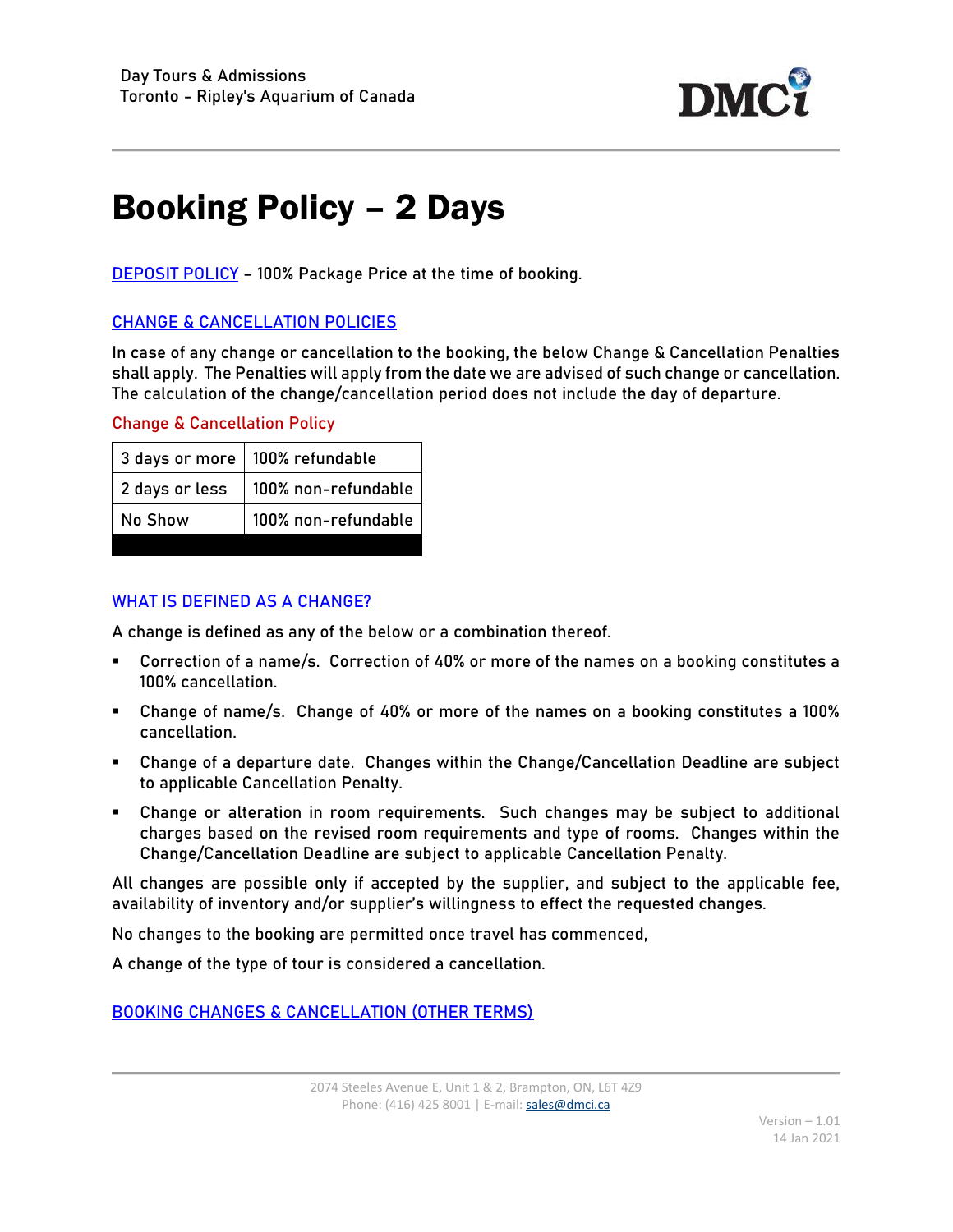Day Tours & Admissions
Toronto - Ripley's Aquarium of Canada

# Booking Policy – 2 Days

DEPOSIT POLICY – 100% Package Price at the time of booking.

## CHANGE & CANCELLATION POLICIES

In case of any change or cancellation to the booking, the below Change & Cancellation Penalties shall apply. The Penalties will apply from the date we are advised of such change or cancellation. The calculation of the change/cancellation period does not include the day of departure.

### Change & Cancellation Policy

| 3 days or more | 100% refundable |
|---|---|
| 2 days or less | 100% non-refundable |
| No Show | 100% non-refundable |

## WHAT IS DEFINED AS A CHANGE?

A change is defined as any of the below or a combination thereof.

- Correction of a name/s. Correction of 40% or more of the names on a booking constitutes a 100% cancellation.
- Change of name/s. Change of 40% or more of the names on a booking constitutes a 100% cancellation.
- Change of a departure date. Changes within the Change/Cancellation Deadline are subject to applicable Cancellation Penalty.
- Change or alteration in room requirements. Such changes may be subject to additional charges based on the revised room requirements and type of rooms. Changes within the Change/Cancellation Deadline are subject to applicable Cancellation Penalty.

All changes are possible only if accepted by the supplier, and subject to the applicable fee, availability of inventory and/or supplier's willingness to effect the requested changes.

No changes to the booking are permitted once travel has commenced,

A change of the type of tour is considered a cancellation.

## BOOKING CHANGES & CANCELLATION (OTHER TERMS)

2074 Steeles Avenue E, Unit 1 & 2, Brampton, ON, L6T 4Z9
Phone: (416) 425 8001 | E-mail: sales@dmci.ca

Version – 1.01
14 Jan 2021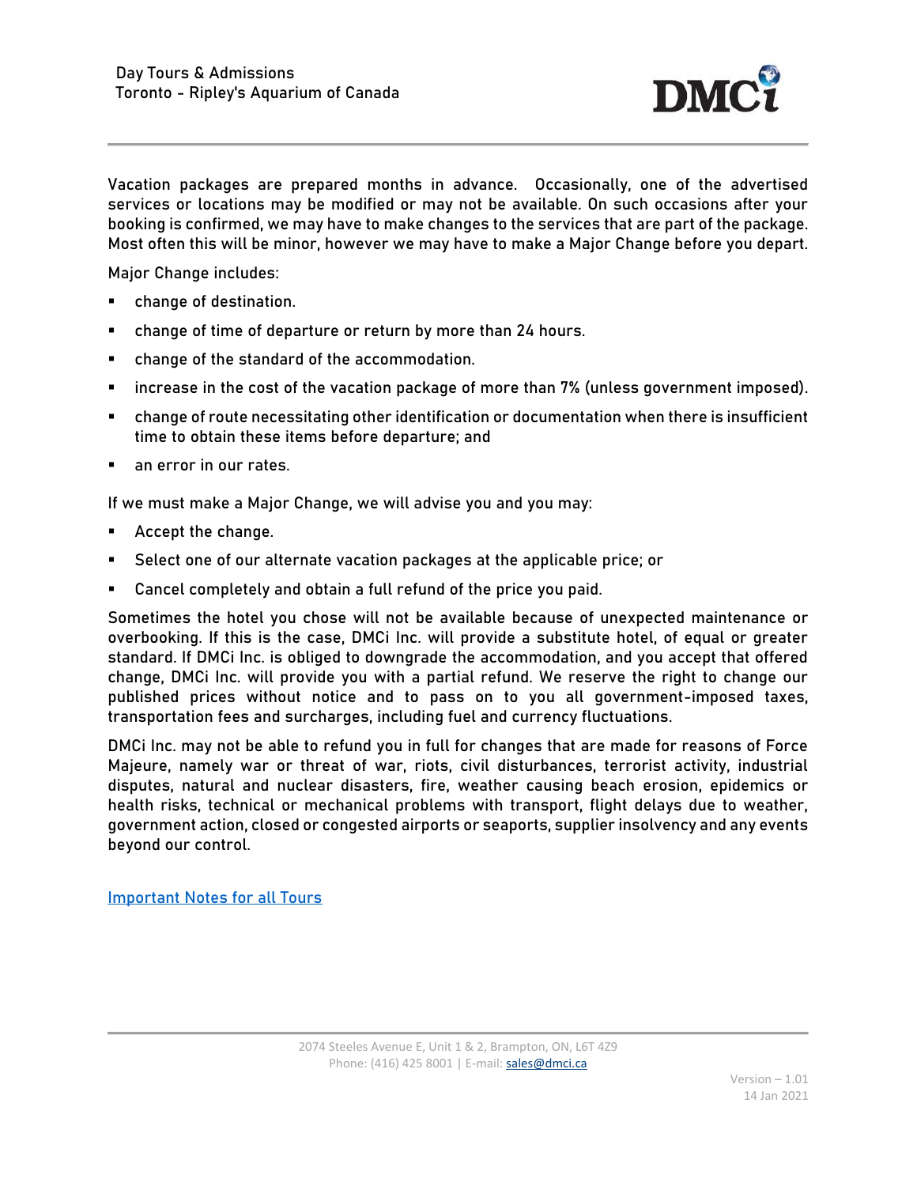Vacation packages are prepared months in advance. Occasionally, one of the advertised services or locations may be modified or may not be available. On such occasions after your booking is confirmed, we may have to make changes to the services that are part of the package. Most often this will be minor, however we may have to make a Major Change before you depart.

Major Change includes:

- change of destination.
- change of time of departure or return by more than 24 hours.
- change of the standard of the accommodation.
- increase in the cost of the vacation package of more than 7% (unless government imposed).
- change of route necessitating other identification or documentation when there is insufficient time to obtain these items before departure; and
- an error in our rates.

If we must make a Major Change, we will advise you and you may:

- Accept the change.
- Select one of our alternate vacation packages at the applicable price; or
- Cancel completely and obtain a full refund of the price you paid.

Sometimes the hotel you chose will not be available because of unexpected maintenance or overbooking. If this is the case, DMCi Inc. will provide a substitute hotel, of equal or greater standard. If DMCi Inc. is obliged to downgrade the accommodation, and you accept that offered change, DMCi Inc. will provide you with a partial refund. We reserve the right to change our published prices without notice and to pass on to you all government-imposed taxes, transportation fees and surcharges, including fuel and currency fluctuations.

DMCi Inc. may not be able to refund you in full for changes that are made for reasons of Force Majeure, namely war or threat of war, riots, civil disturbances, terrorist activity, industrial disputes, natural and nuclear disasters, fire, weather causing beach erosion, epidemics or health risks, technical or mechanical problems with transport, flight delays due to weather, government action, closed or congested airports or seaports, supplier insolvency and any events beyond our control.

[Important Notes for all Tours]